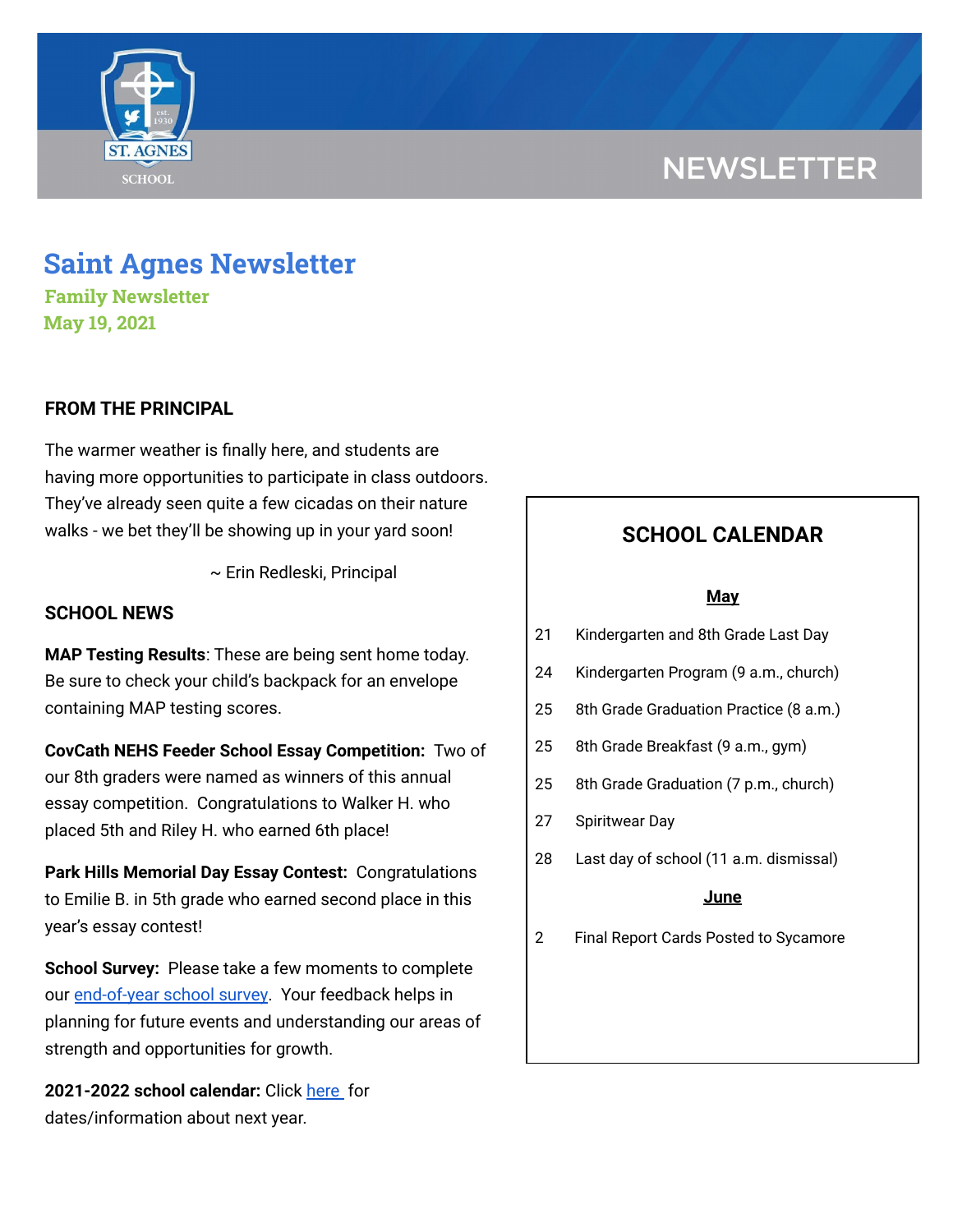NEWSLETTER

# Saint Agnes Newsletter

## Family Newsletter

## May 19, 2021

### FROM THE PRINCIPAL

The warmer weather is finally here, and students are having more opportunities to participate in class outdoors. They've already seen quite a few cicadas on their nature walks - we bet they'll be showing up in your yard soon!

~ Erin Redleski, Principal

### SCHOOL NEWS

**MAP Testing Results**: These are being sent home today. Be sure to check your child's backpack for an envelope containing MAP testing scores.

**CovCath NEHS Feeder School Essay Competition:** Two of our 8th graders were named as winners of this annual essay competition. Congratulations to Walker H. who placed 5th and Riley H. who earned 6th place!

**Park Hills Memorial Day Essay Contest:** Congratulations to Emilie B. in 5th grade who earned second place in this year's essay contest!

**School Survey:** Please take a few moments to complete our end-of-year school survey. Your feedback helps in planning for future events and understanding our areas of strength and opportunities for growth.

**2021-2022 school calendar:** Click here for dates/information about next year.

### SCHOOL CALENDAR

**May**

| | |
|---|---|
| 21 | Kindergarten and 8th Grade Last Day |
| 24 | Kindergarten Program (9 a.m., church) |
| 25 | 8th Grade Graduation Practice (8 a.m.) |
| 25 | 8th Grade Breakfast (9 a.m., gym) |
| 25 | 8th Grade Graduation (7 p.m., church) |
| 27 | Spiritwear Day |
| 28 | Last day of school (11 a.m. dismissal) |

**June**

| | |
|---|---|
| 2 | Final Report Cards Posted to Sycamore |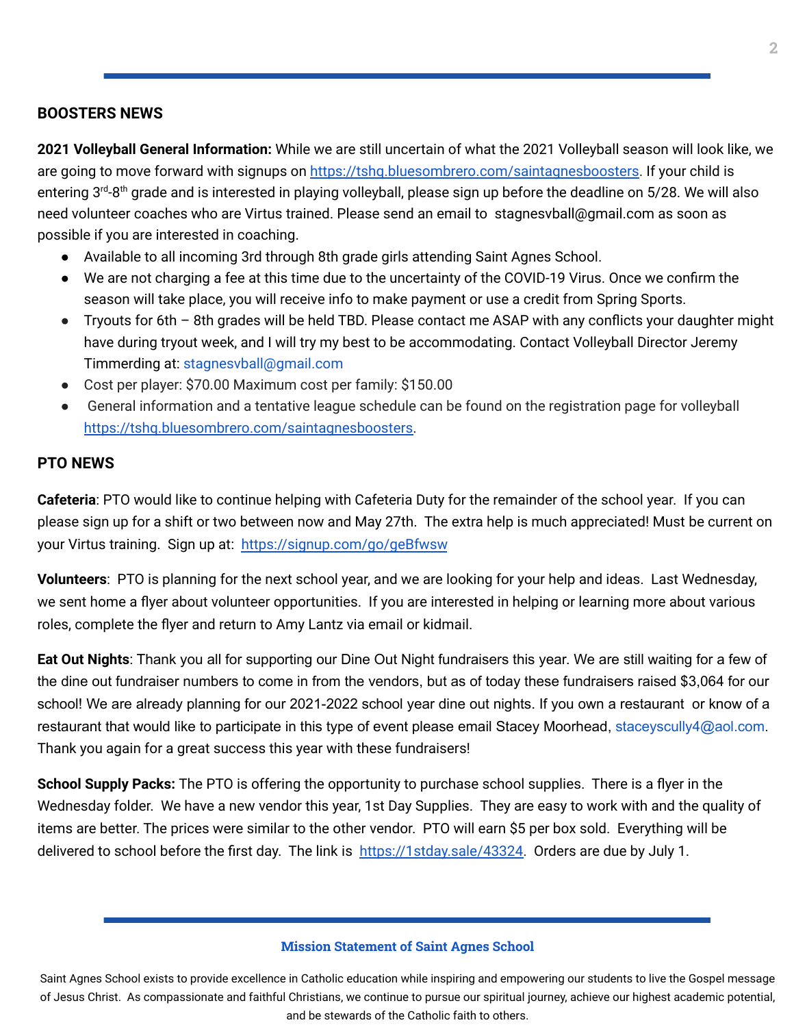## BOOSTERS NEWS

**2021 Volleyball General Information:** While we are still uncertain of what the 2021 Volleyball season will look like, we are going to move forward with signups on https://tshq.bluesombrero.com/saintagnesboosters. If your child is entering 3rd-8th grade and is interested in playing volleyball, please sign up before the deadline on 5/28. We will also need volunteer coaches who are Virtus trained. Please send an email to stagnesvball@gmail.com as soon as possible if you are interested in coaching.

- Available to all incoming 3rd through 8th grade girls attending Saint Agnes School.
- We are not charging a fee at this time due to the uncertainty of the COVID-19 Virus. Once we confirm the season will take place, you will receive info to make payment or use a credit from Spring Sports.
- Tryouts for 6th – 8th grades will be held TBD. Please contact me ASAP with any conflicts your daughter might have during tryout week, and I will try my best to be accommodating. Contact Volleyball Director Jeremy Timmerding at: stagnesvball@gmail.com
- Cost per player: $70.00 Maximum cost per family: $150.00
- General information and a tentative league schedule can be found on the registration page for volleyball https://tshq.bluesombrero.com/saintagnesboosters.

## PTO NEWS

**Cafeteria**: PTO would like to continue helping with Cafeteria Duty for the remainder of the school year. If you can please sign up for a shift or two between now and May 27th. The extra help is much appreciated! Must be current on your Virtus training. Sign up at: https://signup.com/go/geBfwsw

**Volunteers**: PTO is planning for the next school year, and we are looking for your help and ideas. Last Wednesday, we sent home a flyer about volunteer opportunities. If you are interested in helping or learning more about various roles, complete the flyer and return to Amy Lantz via email or kidmail.

**Eat Out Nights**: Thank you all for supporting our Dine Out Night fundraisers this year. We are still waiting for a few of the dine out fundraiser numbers to come in from the vendors, but as of today these fundraisers raised $3,064 for our school! We are already planning for our 2021-2022 school year dine out nights. If you own a restaurant or know of a restaurant that would like to participate in this type of event please email Stacey Moorhead, staceyscully4@aol.com. Thank you again for a great success this year with these fundraisers!

**School Supply Packs:** The PTO is offering the opportunity to purchase school supplies. There is a flyer in the Wednesday folder. We have a new vendor this year, 1st Day Supplies. They are easy to work with and the quality of items are better. The prices were similar to the other vendor. PTO will earn $5 per box sold. Everything will be delivered to school before the first day. The link is https://1stday.sale/43324. Orders are due by July 1.

**Mission Statement of Saint Agnes School**

Saint Agnes School exists to provide excellence in Catholic education while inspiring and empowering our students to live the Gospel message of Jesus Christ. As compassionate and faithful Christians, we continue to pursue our spiritual journey, achieve our highest academic potential, and be stewards of the Catholic faith to others.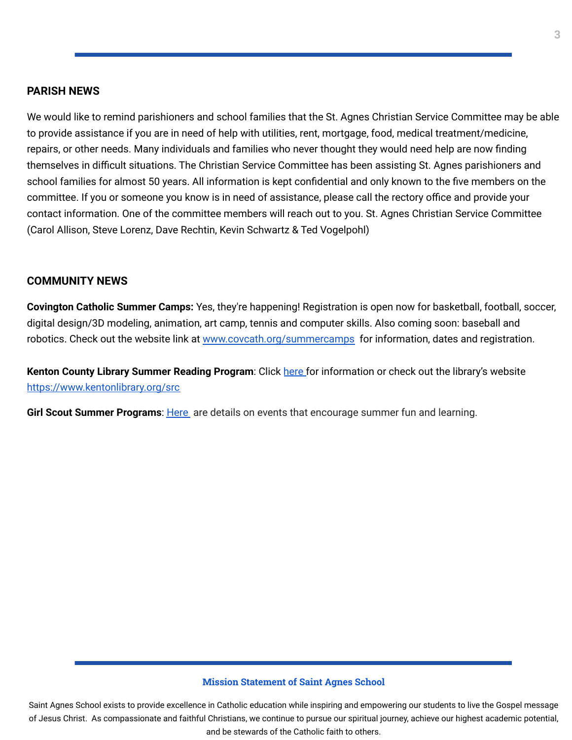## PARISH NEWS

We would like to remind parishioners and school families that the St. Agnes Christian Service Committee may be able to provide assistance if you are in need of help with utilities, rent, mortgage, food, medical treatment/medicine, repairs, or other needs. Many individuals and families who never thought they would need help are now finding themselves in difficult situations. The Christian Service Committee has been assisting St. Agnes parishioners and school families for almost 50 years. All information is kept confidential and only known to the five members on the committee. If you or someone you know is in need of assistance, please call the rectory office and provide your contact information. One of the committee members will reach out to you. St. Agnes Christian Service Committee (Carol Allison, Steve Lorenz, Dave Rechtin, Kevin Schwartz & Ted Vogelpohl)

## COMMUNITY NEWS

**Covington Catholic Summer Camps:** Yes, they're happening! Registration is open now for basketball, football, soccer, digital design/3D modeling, animation, art camp, tennis and computer skills. Also coming soon: baseball and robotics. Check out the website link at www.covcath.org/summercamps for information, dates and registration.

**Kenton County Library Summer Reading Program**: Click here for information or check out the library's website https://www.kentonlibrary.org/src

**Girl Scout Summer Programs**: Here are details on events that encourage summer fun and learning.

**Mission Statement of Saint Agnes School**

Saint Agnes School exists to provide excellence in Catholic education while inspiring and empowering our students to live the Gospel message of Jesus Christ. As compassionate and faithful Christians, we continue to pursue our spiritual journey, achieve our highest academic potential, and be stewards of the Catholic faith to others.